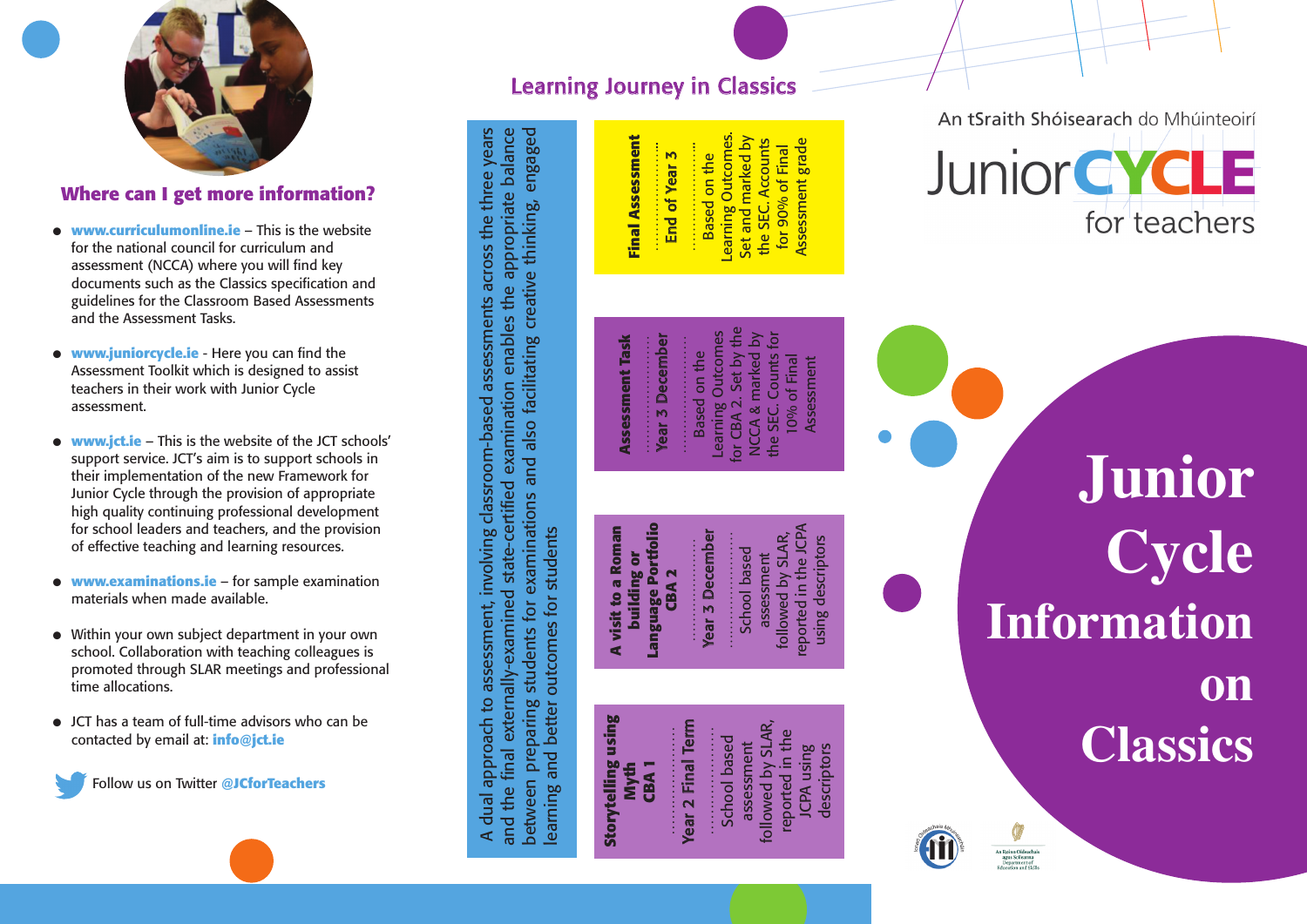## Where can I get more information?

- **www.curriculumonline.ie** – This is the website for the national council for curriculum and assessment (NCCA) where you will find key documents such as the Classics specification and guidelines for the Classroom Based Assessments and the Assessment Tasks.
- **www.juniorcycle.ie** - Here you can find the Assessment Toolkit which is designed to assist teachers in their work with Junior Cycle assessment.
- **www.jct.ie** – This is the website of the JCT schools' support service. JCT's aim is to support schools in their implementation of the new Framework for Junior Cycle through the provision of appropriate high quality continuing professional development for school leaders and teachers, and the provision of effective teaching and learning resources.
- **www.examinations.ie** – for sample examination materials when made available.
- Within your own subject department in your own school. Collaboration with teaching colleagues is promoted through SLAR meetings and professional time allocations.
- JCT has a team of full-time advisors who can be contacted by email at: **info@jct.ie**

Follow us on Twitter **@JCforTeachers**

## Learning Journey in Classics

A dual approach to assessment, involving classroom-based assessments across the three years and the final externally-examined state-certified examination enables the appropriate balance between preparing students for examinations and also facilitating creative thinking, engaged learning and better outcomes for students

| Assessment | When | Details |
| --- | --- | --- |
| **Storytelling using Myth CBA 1** | Year 2 Final Term | School based assessment followed by SLAR, reported in the JCPA using descriptors |
| **A visit to a Roman building or Language Portfolio CBA 2** | Year 3 December | School based assessment followed by SLAR, reported in the JCPA using descriptors |
| **Assessment Task** | Year 3 December | Based on the Learning Outcomes for CBA 2. Set by the NCCA & marked by the SEC. Counts for 10% of Final Assessment |
| **Final Assessment** | End of Year 3 | Based on the Learning Outcomes. Set and marked by the SEC. Accounts for 90% of Final Assessment grade |

An tSraith Shóisearach do Mhúinteoirí

Junior CYCLE for teachers

# Junior Cycle Information on Classics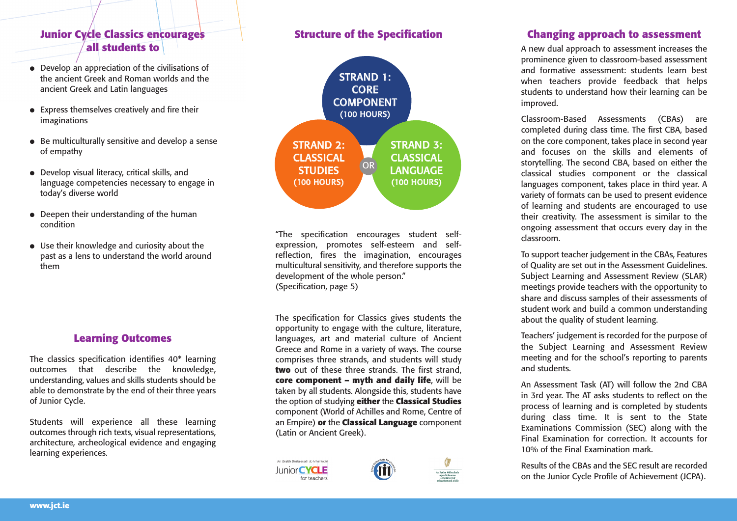## Junior Cycle Classics encourages all students to

- Develop an appreciation of the civilisations of the ancient Greek and Roman worlds and the ancient Greek and Latin languages
- Express themselves creatively and fire their imaginations
- Be multiculturally sensitive and develop a sense of empathy
- Develop visual literacy, critical skills, and language competencies necessary to engage in today's diverse world
- Deepen their understanding of the human condition
- Use their knowledge and curiosity about the past as a lens to understand the world around them

## Learning Outcomes

The classics specification identifies 40* learning outcomes that describe the knowledge, understanding, values and skills students should be able to demonstrate by the end of their three years of Junior Cycle.

Students will experience all these learning outcomes through rich texts, visual representations, architecture, archeological evidence and engaging learning experiences.

## Structure of the Specification

STRAND 1: CORE COMPONENT (100 HOURS)

STRAND 2: CLASSICAL STUDIES (100 HOURS)

OR

STRAND 3: CLASSICAL LANGUAGE (100 HOURS)

"The specification encourages student self-expression, promotes self-esteem and self-reflection, fires the imagination, encourages multicultural sensitivity, and therefore supports the development of the whole person."
(Specification, page 5)

The specification for Classics gives students the opportunity to engage with the culture, literature, languages, art and material culture of Ancient Greece and Rome in a variety of ways. The course comprises three strands, and students will study **two** out of these three strands. The first strand, **core component – myth and daily life**, will be taken by all students. Alongside this, students have the option of studying **either** the **Classical Studies** component (World of Achilles and Rome, Centre of an Empire) **or** the **Classical Language** component (Latin or Ancient Greek).

An tSeirbhís Shóisearach do Mhúinteoirí
Junior CYCLE for teachers

## Changing approach to assessment

A new dual approach to assessment increases the prominence given to classroom-based assessment and formative assessment: students learn best when teachers provide feedback that helps students to understand how their learning can be improved.

Classroom-Based Assessments (CBAs) are completed during class time. The first CBA, based on the core component, takes place in second year and focuses on the skills and elements of storytelling. The second CBA, based on either the classical studies component or the classical languages component, takes place in third year. A variety of formats can be used to present evidence of learning and students are encouraged to use their creativity. The assessment is similar to the ongoing assessment that occurs every day in the classroom.

To support teacher judgement in the CBAs, Features of Quality are set out in the Assessment Guidelines. Subject Learning and Assessment Review (SLAR) meetings provide teachers with the opportunity to share and discuss samples of their assessments of student work and build a common understanding about the quality of student learning.

Teachers' judgement is recorded for the purpose of the Subject Learning and Assessment Review meeting and for the school's reporting to parents and students.

An Assessment Task (AT) will follow the 2nd CBA in 3rd year. The AT asks students to reflect on the process of learning and is completed by students during class time. It is sent to the State Examinations Commission (SEC) along with the Final Examination for correction. It accounts for 10% of the Final Examination mark.

Results of the CBAs and the SEC result are recorded on the Junior Cycle Profile of Achievement (JCPA).

www.jct.ie